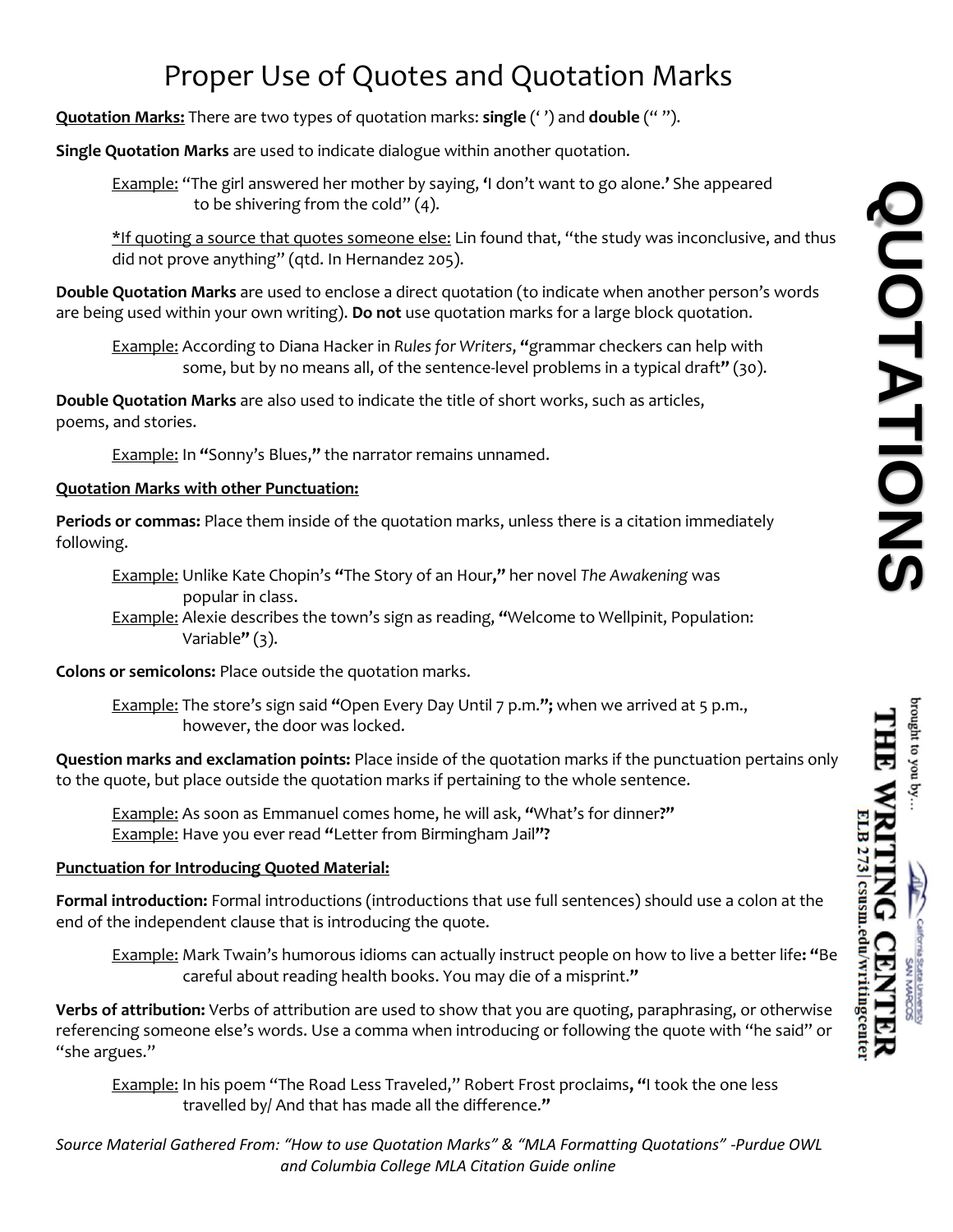# Proper Use of Quotes and Quotation Marks

**Quotation Marks:** There are two types of quotation marks: **single** (' ') and **double** (" ").

**Single Quotation Marks** are used to indicate dialogue within another quotation.

> Example: "The girl answered her mother by saying, **'**I don't want to go alone.**'** She appeared to be shivering from the cold" (4).
>
> *If quoting a source that quotes someone else: Lin found that, "the study was inconclusive, and thus did not prove anything" (qtd. In Hernandez 205).

**Double Quotation Marks** are used to enclose a direct quotation (to indicate when another person's words are being used within your own writing). **Do not** use quotation marks for a large block quotation.

> Example: According to Diana Hacker in *Rules for Writers*, **"**grammar checkers can help with some, but by no means all, of the sentence-level problems in a typical draft**"** (30).

**Double Quotation Marks** are also used to indicate the title of short works, such as articles, poems, and stories.

> Example: In **"**Sonny's Blues,**"** the narrator remains unnamed.

**Quotation Marks with other Punctuation:**

**Periods or commas:** Place them inside of the quotation marks, unless there is a citation immediately following.

> Example: Unlike Kate Chopin's **"**The Story of an Hour**,"** her novel *The Awakening* was popular in class.
>
> Example: Alexie describes the town's sign as reading, **"**Welcome to Wellpinit, Population: Variable**"** (3).

**Colons or semicolons:** Place outside the quotation marks.

> Example: The store's sign said **"**Open Every Day Until 7 p.m.**";** when we arrived at 5 p.m., however, the door was locked.

**Question marks and exclamation points:** Place inside of the quotation marks if the punctuation pertains only to the quote, but place outside the quotation marks if pertaining to the whole sentence.

> Example: As soon as Emmanuel comes home, he will ask, **"**What's for dinner**?"**
>
> Example: Have you ever read **"**Letter from Birmingham Jail**"?**

**Punctuation for Introducing Quoted Material:**

**Formal introduction:** Formal introductions (introductions that use full sentences) should use a colon at the end of the independent clause that is introducing the quote.

> Example: Mark Twain's humorous idioms can actually instruct people on how to live a better life**: "**Be careful about reading health books. You may die of a misprint.**"**

**Verbs of attribution:** Verbs of attribution are used to show that you are quoting, paraphrasing, or otherwise referencing someone else's words. Use a comma when introducing or following the quote with "he said" or "she argues."

> Example: In his poem "The Road Less Traveled," Robert Frost proclaims**, "**I took the one less travelled by/ And that has made all the difference.**"**

*Source Material Gathered From: "How to use Quotation Marks" & "MLA Formatting Quotations" -Purdue OWL and Columbia College MLA Citation Guide online*

QUOTATIONS

brought to you by…
THE WRITING CENTER
ELB 273 | csusm.edu/writingcenter
California State University SAN MARCOS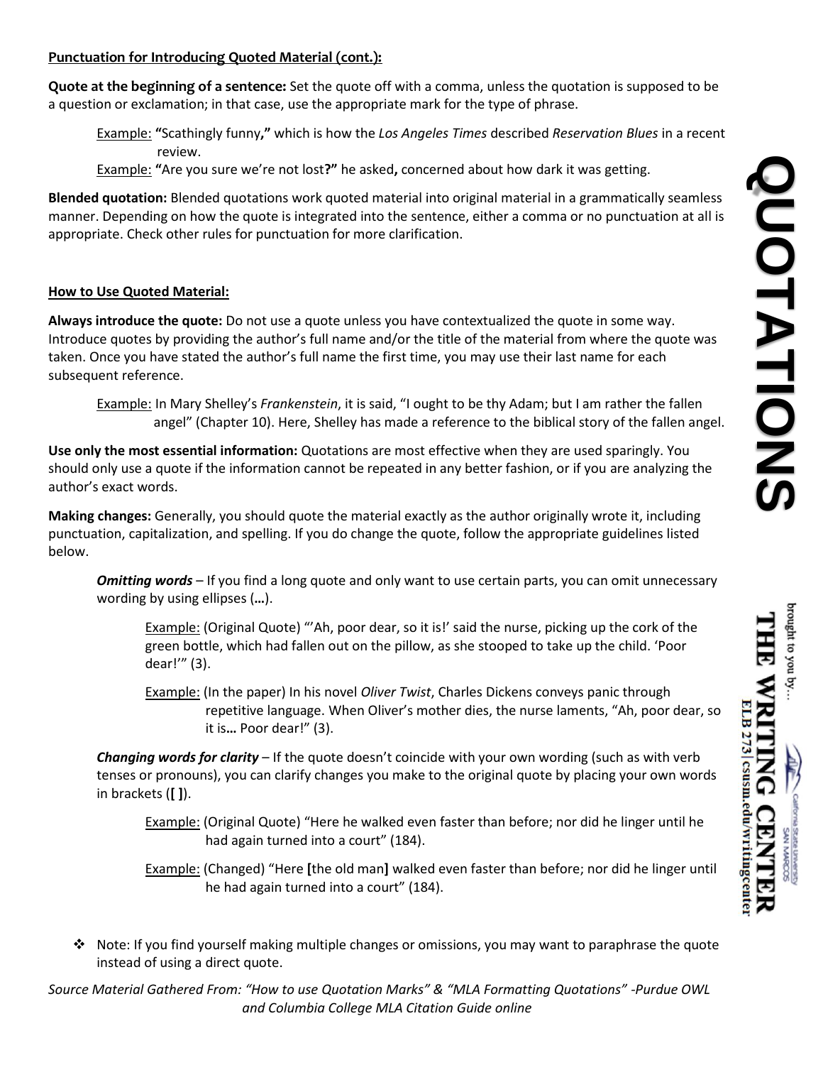**Punctuation for Introducing Quoted Material (cont.):**

**Quote at the beginning of a sentence:** Set the quote off with a comma, unless the quotation is supposed to be a question or exclamation; in that case, use the appropriate mark for the type of phrase.

> Example: **"**Scathingly funny**,"** which is how the *Los Angeles Times* described *Reservation Blues* in a recent review.
>
> Example: **"**Are you sure we're not lost**?"** he asked**,** concerned about how dark it was getting.

**Blended quotation:** Blended quotations work quoted material into original material in a grammatically seamless manner. Depending on how the quote is integrated into the sentence, either a comma or no punctuation at all is appropriate. Check other rules for punctuation for more clarification.

**How to Use Quoted Material:**

**Always introduce the quote:** Do not use a quote unless you have contextualized the quote in some way. Introduce quotes by providing the author's full name and/or the title of the material from where the quote was taken. Once you have stated the author's full name the first time, you may use their last name for each subsequent reference.

> Example: In Mary Shelley's *Frankenstein*, it is said, "I ought to be thy Adam; but I am rather the fallen angel" (Chapter 10). Here, Shelley has made a reference to the biblical story of the fallen angel.

**Use only the most essential information:** Quotations are most effective when they are used sparingly. You should only use a quote if the information cannot be repeated in any better fashion, or if you are analyzing the author's exact words.

**Making changes:** Generally, you should quote the material exactly as the author originally wrote it, including punctuation, capitalization, and spelling. If you do change the quote, follow the appropriate guidelines listed below.

***Omitting words*** – If you find a long quote and only want to use certain parts, you can omit unnecessary wording by using ellipses (**…**).

> Example: (Original Quote) "'Ah, poor dear, so it is!' said the nurse, picking up the cork of the green bottle, which had fallen out on the pillow, as she stooped to take up the child. 'Poor dear!'" (3).
>
> Example: (In the paper) In his novel *Oliver Twist*, Charles Dickens conveys panic through repetitive language. When Oliver's mother dies, the nurse laments, "Ah, poor dear, so it is**…** Poor dear!" (3).

***Changing words for clarity*** – If the quote doesn't coincide with your own wording (such as with verb tenses or pronouns), you can clarify changes you make to the original quote by placing your own words in brackets (**[ ]**).

> Example: (Original Quote) "Here he walked even faster than before; nor did he linger until he had again turned into a court" (184).
>
> Example: (Changed) "Here **[**the old man**]** walked even faster than before; nor did he linger until he had again turned into a court" (184).

- Note: If you find yourself making multiple changes or omissions, you may want to paraphrase the quote instead of using a direct quote.

*Source Material Gathered From: "How to use Quotation Marks" & "MLA Formatting Quotations" -Purdue OWL and Columbia College MLA Citation Guide online*

QUOTATIONS

brought to you by…
THE WRITING CENTER
ELB 273 | csusm.edu/writingcenter
California State University SAN MARCOS